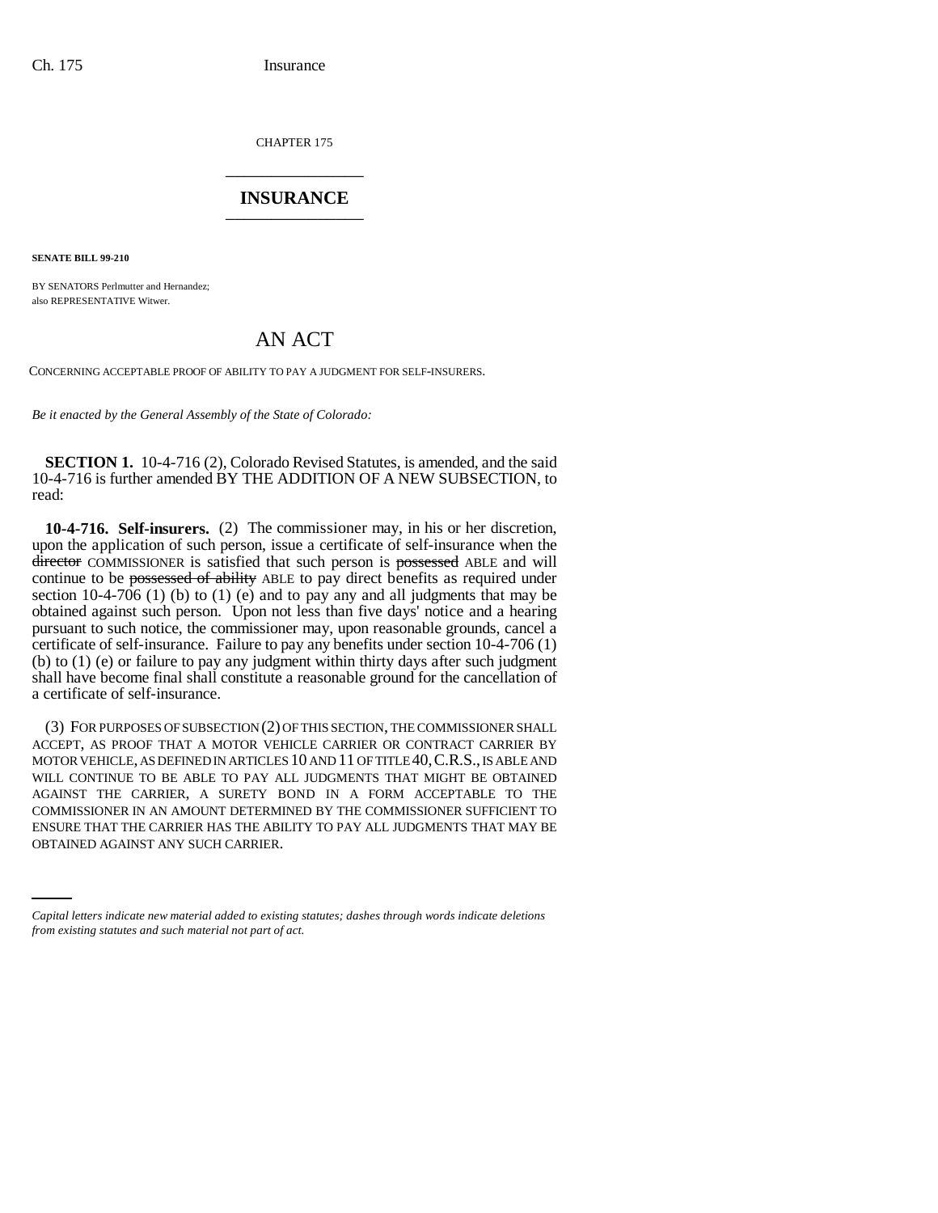CHAPTER 175

# INSURANCE

**SENATE BILL 99-210**

BY SENATORS Perlmutter and Hernandez;
also REPRESENTATIVE Witwer.

## AN ACT

CONCERNING ACCEPTABLE PROOF OF ABILITY TO PAY A JUDGMENT FOR SELF-INSURERS.

*Be it enacted by the General Assembly of the State of Colorado:*

**SECTION 1.** 10-4-716 (2), Colorado Revised Statutes, is amended, and the said 10-4-716 is further amended BY THE ADDITION OF A NEW SUBSECTION, to read:

**10-4-716. Self-insurers.** (2) The commissioner may, in his or her discretion, upon the application of such person, issue a certificate of self-insurance when the ~~director~~ COMMISSIONER is satisfied that such person is ~~possessed~~ ABLE and will continue to be ~~possessed of ability~~ ABLE to pay direct benefits as required under section 10-4-706 (1) (b) to (1) (e) and to pay any and all judgments that may be obtained against such person. Upon not less than five days' notice and a hearing pursuant to such notice, the commissioner may, upon reasonable grounds, cancel a certificate of self-insurance. Failure to pay any benefits under section 10-4-706 (1) (b) to (1) (e) or failure to pay any judgment within thirty days after such judgment shall have become final shall constitute a reasonable ground for the cancellation of a certificate of self-insurance.

(3) FOR PURPOSES OF SUBSECTION (2) OF THIS SECTION, THE COMMISSIONER SHALL ACCEPT, AS PROOF THAT A MOTOR VEHICLE CARRIER OR CONTRACT CARRIER BY MOTOR VEHICLE, AS DEFINED IN ARTICLES 10 AND 11 OF TITLE 40, C.R.S., IS ABLE AND WILL CONTINUE TO BE ABLE TO PAY ALL JUDGMENTS THAT MIGHT BE OBTAINED AGAINST THE CARRIER, A SURETY BOND IN A FORM ACCEPTABLE TO THE COMMISSIONER IN AN AMOUNT DETERMINED BY THE COMMISSIONER SUFFICIENT TO ENSURE THAT THE CARRIER HAS THE ABILITY TO PAY ALL JUDGMENTS THAT MAY BE OBTAINED AGAINST ANY SUCH CARRIER.

*Capital letters indicate new material added to existing statutes; dashes through words indicate deletions from existing statutes and such material not part of act.*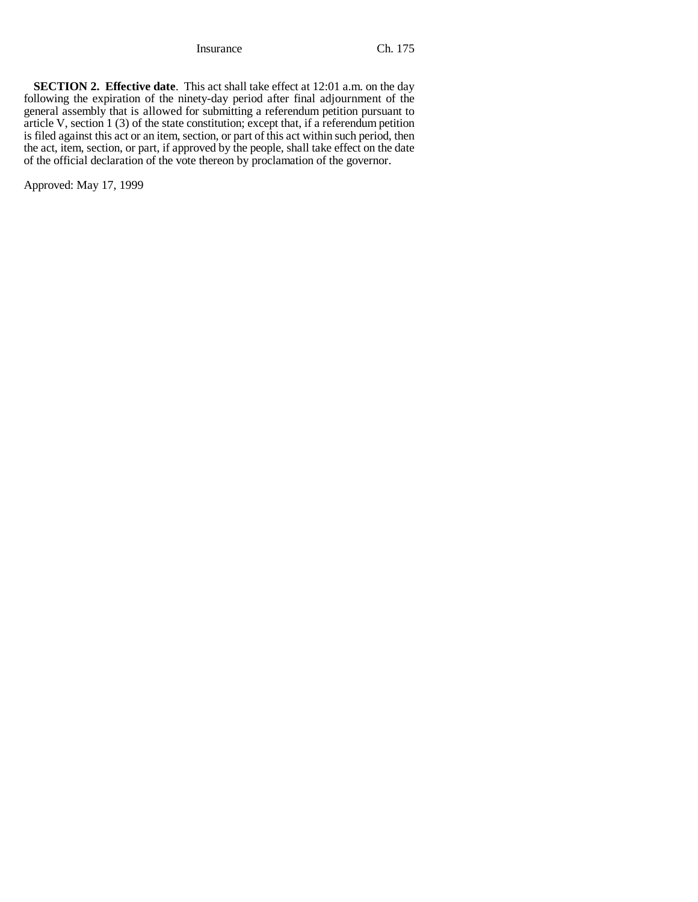**SECTION 2. Effective date**. This act shall take effect at 12:01 a.m. on the day following the expiration of the ninety-day period after final adjournment of the general assembly that is allowed for submitting a referendum petition pursuant to article V, section 1 (3) of the state constitution; except that, if a referendum petition is filed against this act or an item, section, or part of this act within such period, then the act, item, section, or part, if approved by the people, shall take effect on the date of the official declaration of the vote thereon by proclamation of the governor.

Approved: May 17, 1999